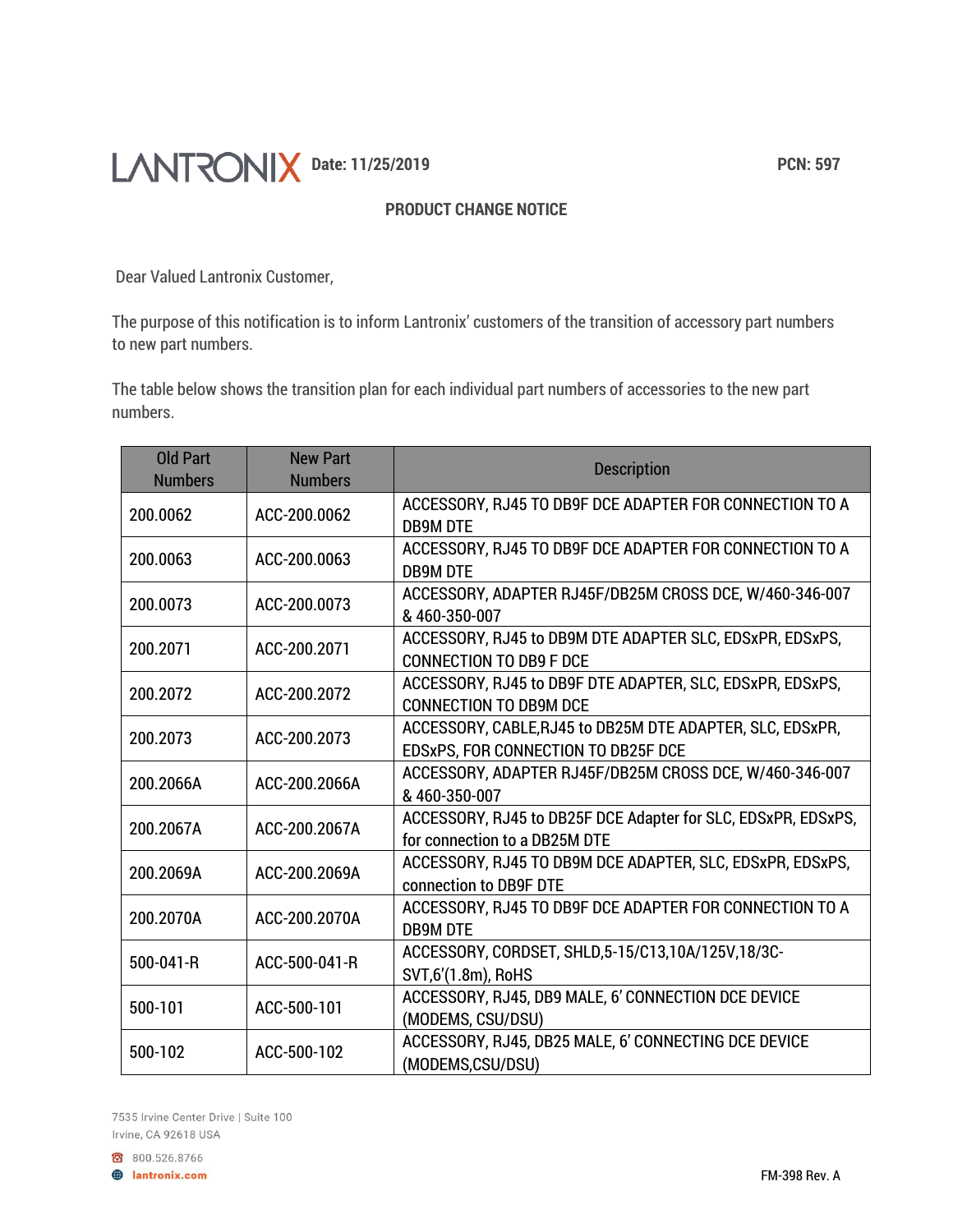LANTRONIX **Date: 11/25/2019** **PCN: 597**

## PRODUCT CHANGE NOTICE

Dear Valued Lantronix Customer,

The purpose of this notification is to inform Lantronix' customers of the transition of accessory part numbers to new part numbers.

The table below shows the transition plan for each individual part numbers of accessories to the new part numbers.

| Old Part Numbers | New Part Numbers | Description |
|---|---|---|
| 200.0062 | ACC-200.0062 | ACCESSORY, RJ45 TO DB9F DCE ADAPTER FOR CONNECTION TO A DB9M DTE |
| 200.0063 | ACC-200.0063 | ACCESSORY, RJ45 TO DB9F DCE ADAPTER FOR CONNECTION TO A DB9M DTE |
| 200.0073 | ACC-200.0073 | ACCESSORY, ADAPTER RJ45F/DB25M CROSS DCE, W/460-346-007 & 460-350-007 |
| 200.2071 | ACC-200.2071 | ACCESSORY, RJ45 to DB9M DTE ADAPTER SLC, EDSxPR, EDSxPS, CONNECTION TO DB9 F DCE |
| 200.2072 | ACC-200.2072 | ACCESSORY, RJ45 to DB9F DTE ADAPTER, SLC, EDSxPR, EDSxPS, CONNECTION TO DB9M DCE |
| 200.2073 | ACC-200.2073 | ACCESSORY, CABLE,RJ45 to DB25M DTE ADAPTER, SLC, EDSxPR, EDSxPS, FOR CONNECTION TO DB25F DCE |
| 200.2066A | ACC-200.2066A | ACCESSORY, ADAPTER RJ45F/DB25M CROSS DCE, W/460-346-007 & 460-350-007 |
| 200.2067A | ACC-200.2067A | ACCESSORY, RJ45 to DB25F DCE Adapter for SLC, EDSxPR, EDSxPS, for connection to a DB25M DTE |
| 200.2069A | ACC-200.2069A | ACCESSORY, RJ45 TO DB9M DCE ADAPTER, SLC, EDSxPR, EDSxPS, connection to DB9F DTE |
| 200.2070A | ACC-200.2070A | ACCESSORY, RJ45 TO DB9F DCE ADAPTER FOR CONNECTION TO A DB9M DTE |
| 500-041-R | ACC-500-041-R | ACCESSORY, CORDSET, SHLD,5-15/C13,10A/125V,18/3C-SVT,6'(1.8m), RoHS |
| 500-101 | ACC-500-101 | ACCESSORY, RJ45, DB9 MALE, 6' CONNECTION DCE DEVICE (MODEMS, CSU/DSU) |
| 500-102 | ACC-500-102 | ACCESSORY, RJ45, DB25 MALE, 6' CONNECTING DCE DEVICE (MODEMS,CSU/DSU) |

7535 Irvine Center Drive | Suite 100
Irvine, CA 92618 USA

800.526.8766
lantronix.com

FM-398 Rev. A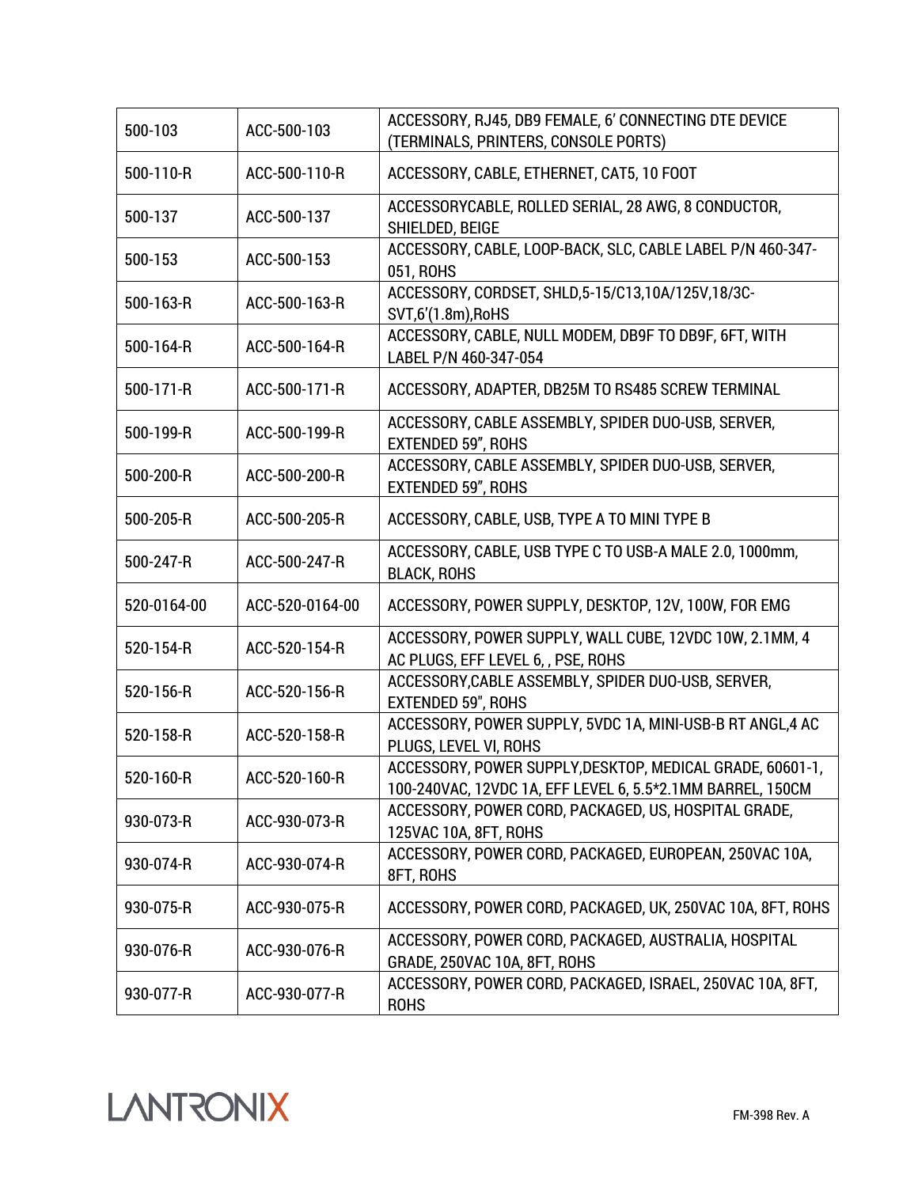| | | |
|---|---|---|
| 500-103 | ACC-500-103 | ACCESSORY, RJ45, DB9 FEMALE, 6' CONNECTING DTE DEVICE (TERMINALS, PRINTERS, CONSOLE PORTS) |
| 500-110-R | ACC-500-110-R | ACCESSORY, CABLE, ETHERNET, CAT5, 10 FOOT |
| 500-137 | ACC-500-137 | ACCESSORYCABLE, ROLLED SERIAL, 28 AWG, 8 CONDUCTOR, SHIELDED, BEIGE |
| 500-153 | ACC-500-153 | ACCESSORY, CABLE, LOOP-BACK, SLC, CABLE LABEL P/N 460-347-051, ROHS |
| 500-163-R | ACC-500-163-R | ACCESSORY, CORDSET, SHLD,5-15/C13,10A/125V,18/3C-SVT,6'(1.8m),RoHS |
| 500-164-R | ACC-500-164-R | ACCESSORY, CABLE, NULL MODEM, DB9F TO DB9F, 6FT, WITH LABEL P/N 460-347-054 |
| 500-171-R | ACC-500-171-R | ACCESSORY, ADAPTER, DB25M TO RS485 SCREW TERMINAL |
| 500-199-R | ACC-500-199-R | ACCESSORY, CABLE ASSEMBLY, SPIDER DUO-USB, SERVER, EXTENDED 59", ROHS |
| 500-200-R | ACC-500-200-R | ACCESSORY, CABLE ASSEMBLY, SPIDER DUO-USB, SERVER, EXTENDED 59", ROHS |
| 500-205-R | ACC-500-205-R | ACCESSORY, CABLE, USB, TYPE A TO MINI TYPE B |
| 500-247-R | ACC-500-247-R | ACCESSORY, CABLE, USB TYPE C TO USB-A MALE 2.0, 1000mm, BLACK, ROHS |
| 520-0164-00 | ACC-520-0164-00 | ACCESSORY, POWER SUPPLY, DESKTOP, 12V, 100W, FOR EMG |
| 520-154-R | ACC-520-154-R | ACCESSORY, POWER SUPPLY, WALL CUBE, 12VDC 10W, 2.1MM, 4 AC PLUGS, EFF LEVEL 6, , PSE, ROHS |
| 520-156-R | ACC-520-156-R | ACCESSORY,CABLE ASSEMBLY, SPIDER DUO-USB, SERVER, EXTENDED 59", ROHS |
| 520-158-R | ACC-520-158-R | ACCESSORY, POWER SUPPLY, 5VDC 1A, MINI-USB-B RT ANGL,4 AC PLUGS, LEVEL VI, ROHS |
| 520-160-R | ACC-520-160-R | ACCESSORY, POWER SUPPLY,DESKTOP, MEDICAL GRADE, 60601-1, 100-240VAC, 12VDC 1A, EFF LEVEL 6, 5.5*2.1MM BARREL, 150CM |
| 930-073-R | ACC-930-073-R | ACCESSORY, POWER CORD, PACKAGED, US, HOSPITAL GRADE, 125VAC 10A, 8FT, ROHS |
| 930-074-R | ACC-930-074-R | ACCESSORY, POWER CORD, PACKAGED, EUROPEAN, 250VAC 10A, 8FT, ROHS |
| 930-075-R | ACC-930-075-R | ACCESSORY, POWER CORD, PACKAGED, UK, 250VAC 10A, 8FT, ROHS |
| 930-076-R | ACC-930-076-R | ACCESSORY, POWER CORD, PACKAGED, AUSTRALIA, HOSPITAL GRADE, 250VAC 10A, 8FT, ROHS |
| 930-077-R | ACC-930-077-R | ACCESSORY, POWER CORD, PACKAGED, ISRAEL, 250VAC 10A, 8FT, ROHS |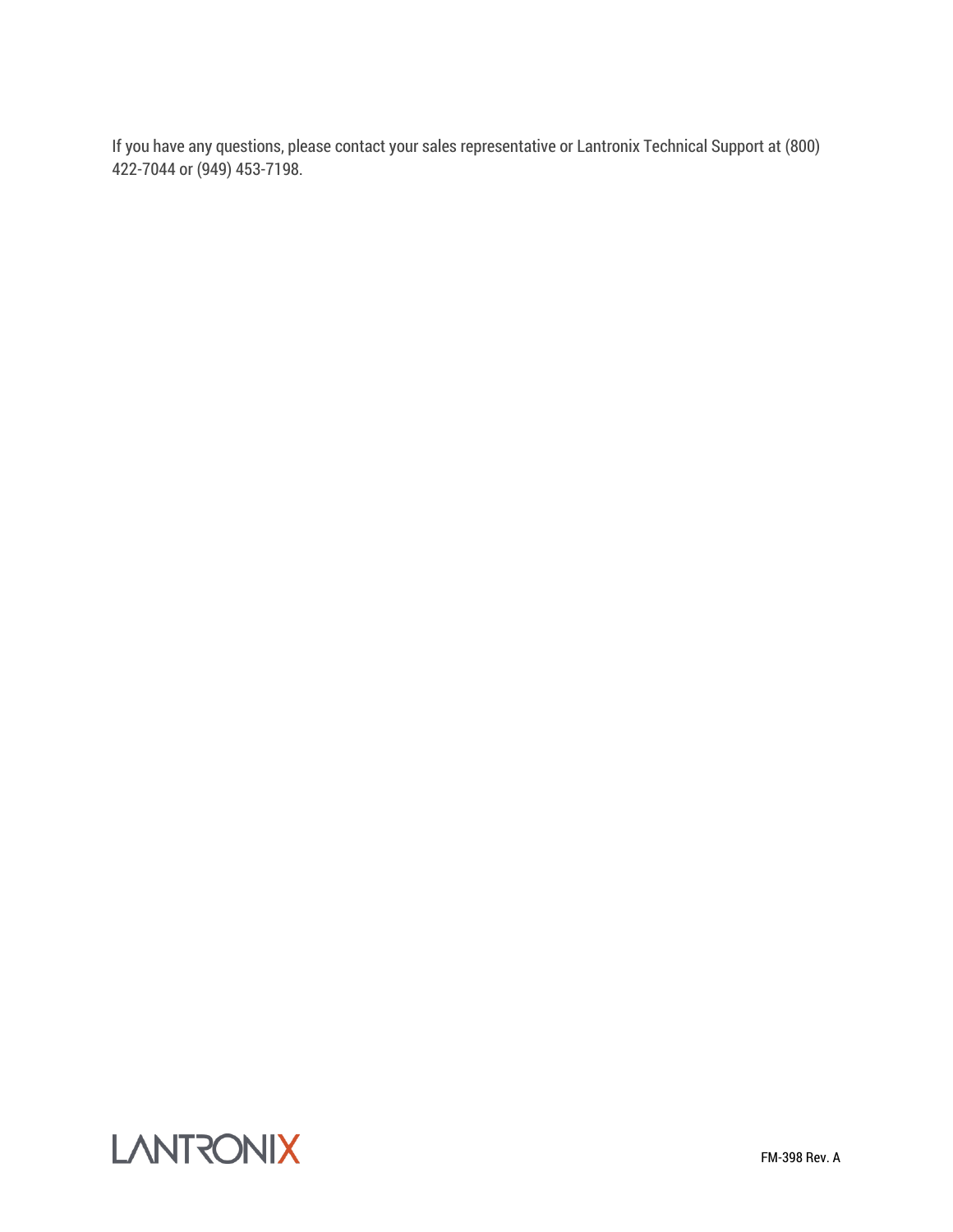If you have any questions, please contact your sales representative or Lantronix Technical Support at (800) 422-7044 or (949) 453-7198.

LANTRONIX

FM-398 Rev. A